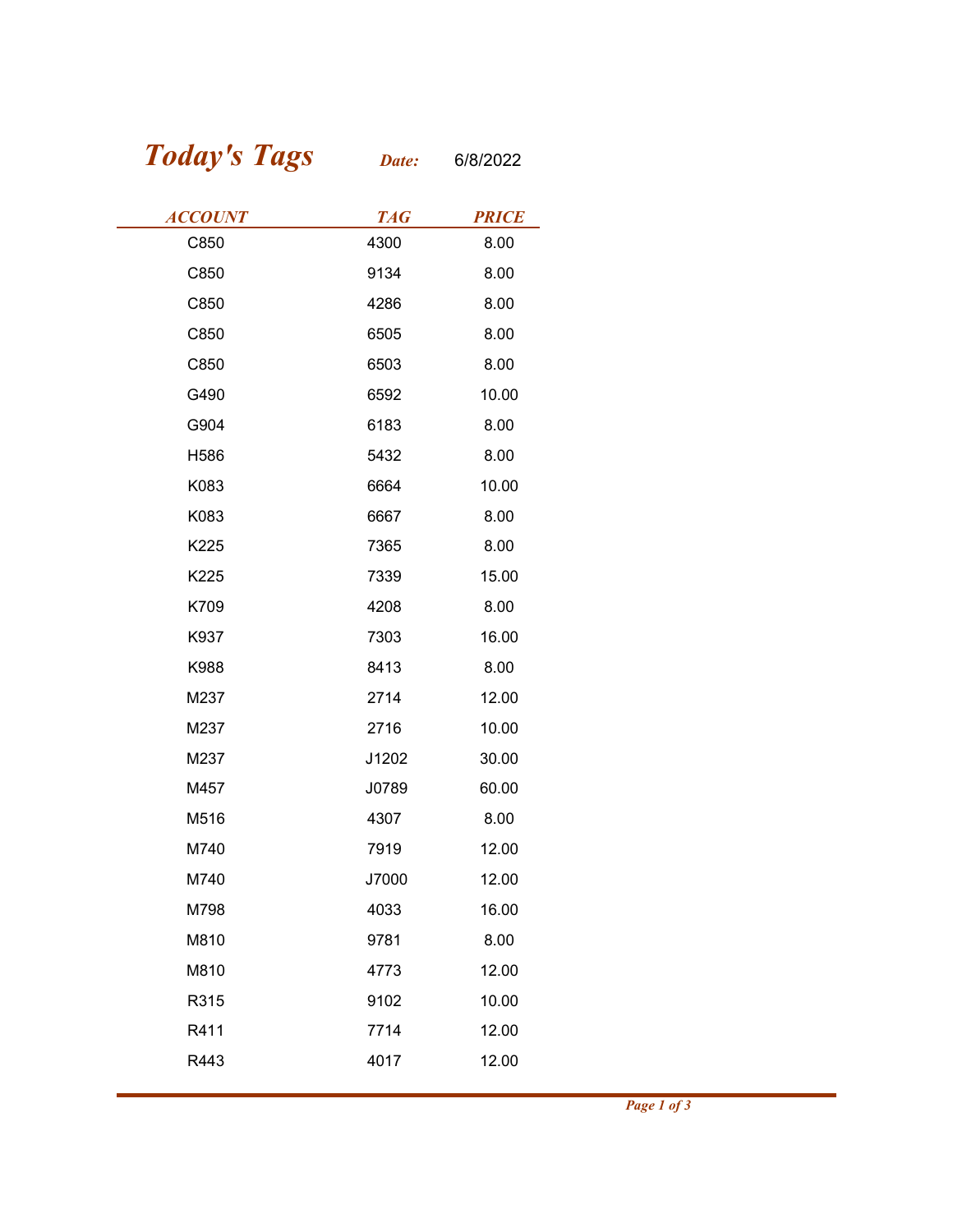# *Today's Tags*

***Date:*** 6/8/2022

| *ACCOUNT* | *TAG* | *PRICE* |
|---|---|---|
| C850 | 4300 | 8.00 |
| C850 | 9134 | 8.00 |
| C850 | 4286 | 8.00 |
| C850 | 6505 | 8.00 |
| C850 | 6503 | 8.00 |
| G490 | 6592 | 10.00 |
| G904 | 6183 | 8.00 |
| H586 | 5432 | 8.00 |
| K083 | 6664 | 10.00 |
| K083 | 6667 | 8.00 |
| K225 | 7365 | 8.00 |
| K225 | 7339 | 15.00 |
| K709 | 4208 | 8.00 |
| K937 | 7303 | 16.00 |
| K988 | 8413 | 8.00 |
| M237 | 2714 | 12.00 |
| M237 | 2716 | 10.00 |
| M237 | J1202 | 30.00 |
| M457 | J0789 | 60.00 |
| M516 | 4307 | 8.00 |
| M740 | 7919 | 12.00 |
| M740 | J7000 | 12.00 |
| M798 | 4033 | 16.00 |
| M810 | 9781 | 8.00 |
| M810 | 4773 | 12.00 |
| R315 | 9102 | 10.00 |
| R411 | 7714 | 12.00 |
| R443 | 4017 | 12.00 |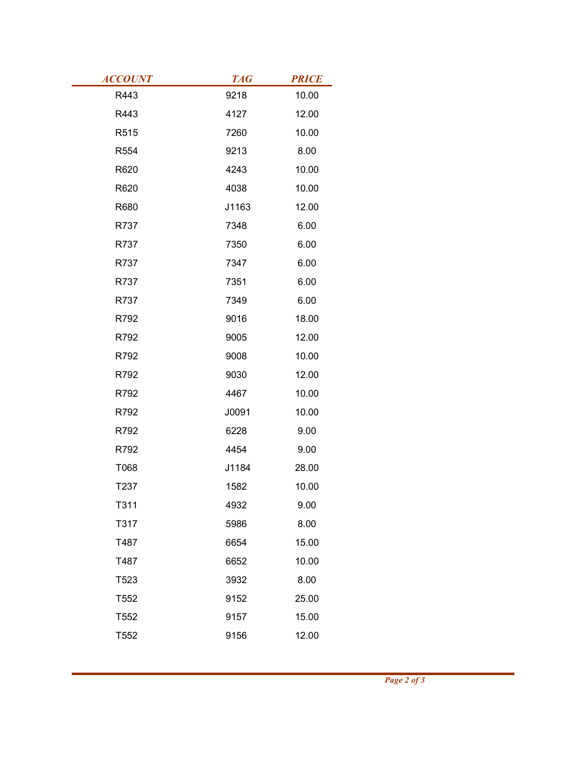| ACCOUNT | TAG | PRICE |
|---|---|---|
| R443 | 9218 | 10.00 |
| R443 | 4127 | 12.00 |
| R515 | 7260 | 10.00 |
| R554 | 9213 | 8.00 |
| R620 | 4243 | 10.00 |
| R620 | 4038 | 10.00 |
| R680 | J1163 | 12.00 |
| R737 | 7348 | 6.00 |
| R737 | 7350 | 6.00 |
| R737 | 7347 | 6.00 |
| R737 | 7351 | 6.00 |
| R737 | 7349 | 6.00 |
| R792 | 9016 | 18.00 |
| R792 | 9005 | 12.00 |
| R792 | 9008 | 10.00 |
| R792 | 9030 | 12.00 |
| R792 | 4467 | 10.00 |
| R792 | J0091 | 10.00 |
| R792 | 6228 | 9.00 |
| R792 | 4454 | 9.00 |
| T068 | J1184 | 28.00 |
| T237 | 1582 | 10.00 |
| T311 | 4932 | 9.00 |
| T317 | 5986 | 8.00 |
| T487 | 6654 | 15.00 |
| T487 | 6652 | 10.00 |
| T523 | 3932 | 8.00 |
| T552 | 9152 | 25.00 |
| T552 | 9157 | 15.00 |
| T552 | 9156 | 12.00 |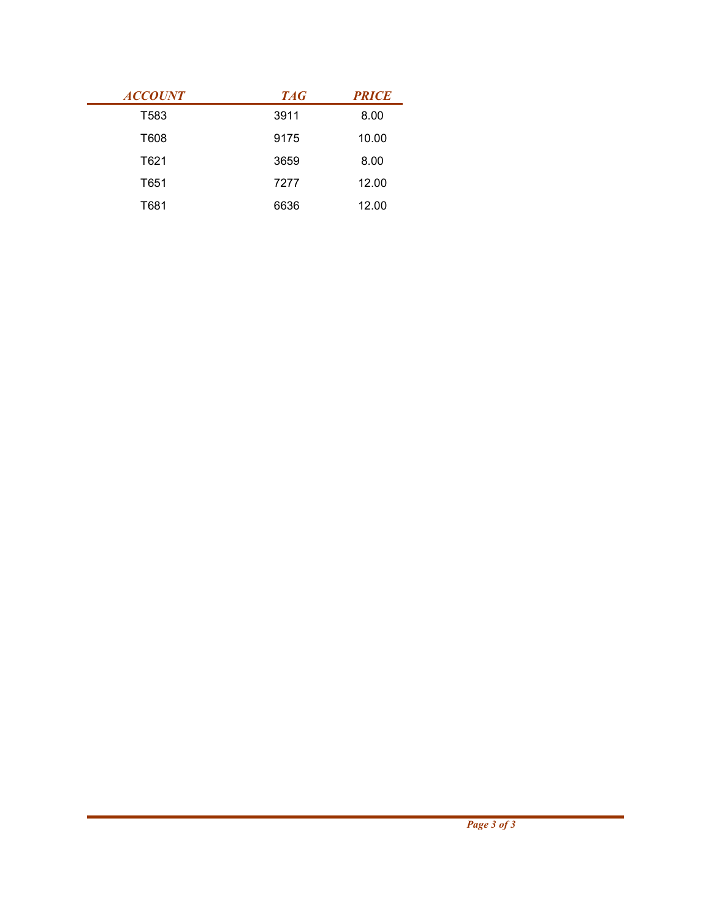| ACCOUNT | TAG | PRICE |
|---|---|---|
| T583 | 3911 | 8.00 |
| T608 | 9175 | 10.00 |
| T621 | 3659 | 8.00 |
| T651 | 7277 | 12.00 |
| T681 | 6636 | 12.00 |